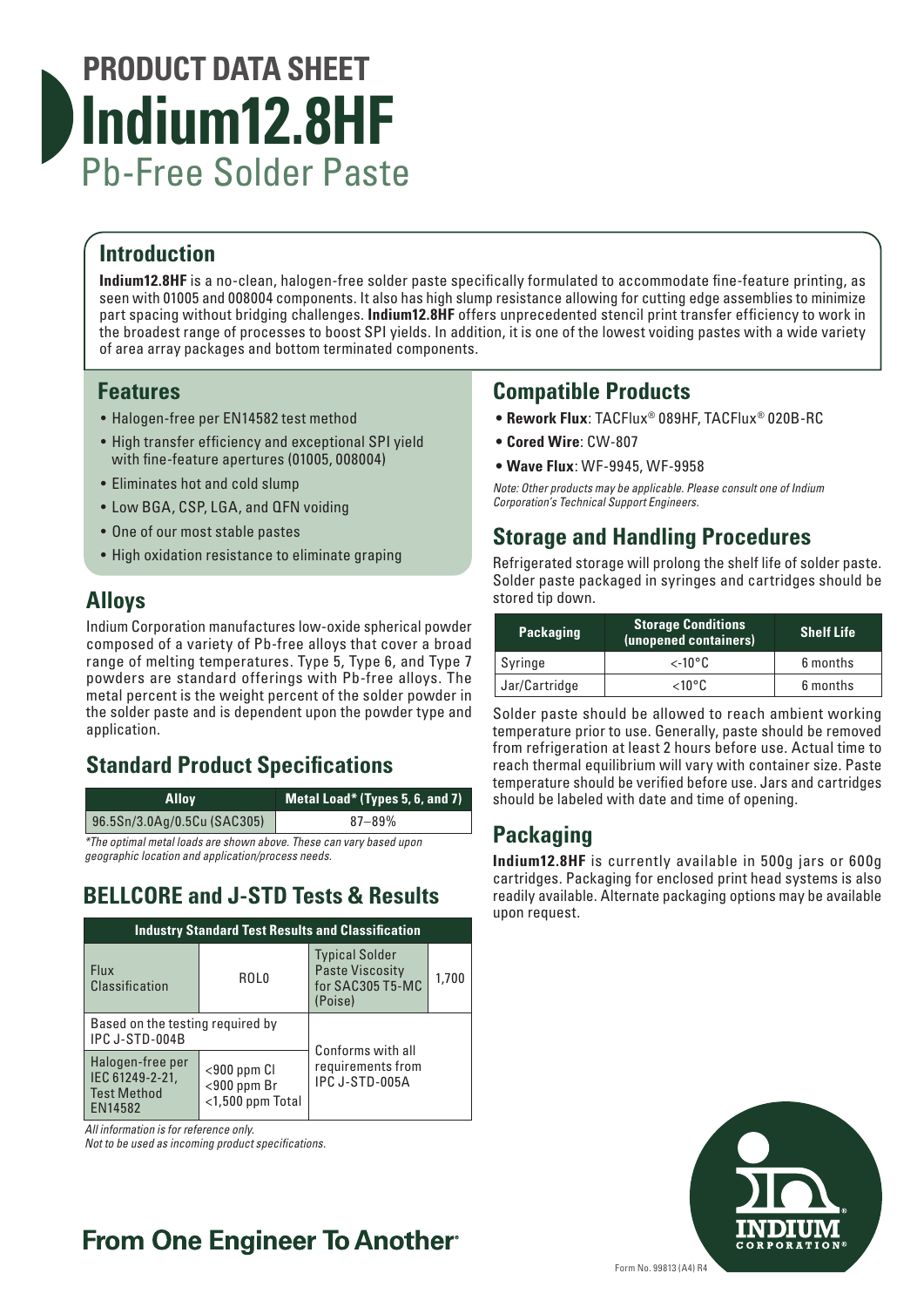# PRODUCT DATA SHEET

# Indium12.8HF

## Pb-Free Solder Paste

## Introduction

**Indium12.8HF** is a no-clean, halogen-free solder paste specifically formulated to accommodate fine-feature printing, as seen with 01005 and 008004 components. It also has high slump resistance allowing for cutting edge assemblies to minimize part spacing without bridging challenges. **Indium12.8HF** offers unprecedented stencil print transfer efficiency to work in the broadest range of processes to boost SPI yields. In addition, it is one of the lowest voiding pastes with a wide variety of area array packages and bottom terminated components.

## Features

- Halogen-free per EN14582 test method
- High transfer efficiency and exceptional SPI yield with fine-feature apertures (01005, 008004)
- Eliminates hot and cold slump
- Low BGA, CSP, LGA, and QFN voiding
- One of our most stable pastes
- High oxidation resistance to eliminate graping

## Alloys

Indium Corporation manufactures low-oxide spherical powder composed of a variety of Pb-free alloys that cover a broad range of melting temperatures. Type 5, Type 6, and Type 7 powders are standard offerings with Pb-free alloys. The metal percent is the weight percent of the solder powder in the solder paste and is dependent upon the powder type and application.

## Standard Product Specifications

| Alloy | Metal Load* (Types 5, 6, and 7) |
|---|---|
| 96.5Sn/3.0Ag/0.5Cu (SAC305) | 87–89% |

*\*The optimal metal loads are shown above. These can vary based upon geographic location and application/process needs.*

## BELLCORE and J-STD Tests & Results

| Industry Standard Test Results and Classification | | | |
|---|---|---|---|
| Flux Classification | ROL0 | Typical Solder Paste Viscosity for SAC305 T5-MC (Poise) | 1,700 |
| Based on the testing required by IPC J-STD-004B | | Conforms with all requirements from IPC J-STD-005A | |
| Halogen-free per IEC 61249-2-21, Test Method EN14582 | <900 ppm Cl<br><900 ppm Br<br><1,500 ppm Total | | |

*All information is for reference only.*
*Not to be used as incoming product specifications.*

## Compatible Products

- **Rework Flux**: TACFlux® 089HF, TACFlux® 020B-RC
- **Cored Wire**: CW-807
- **Wave Flux**: WF-9945, WF-9958

*Note: Other products may be applicable. Please consult one of Indium Corporation's Technical Support Engineers.*

## Storage and Handling Procedures

Refrigerated storage will prolong the shelf life of solder paste. Solder paste packaged in syringes and cartridges should be stored tip down.

| Packaging | Storage Conditions (unopened containers) | Shelf Life |
|---|---|---|
| Syringe | <-10°C | 6 months |
| Jar/Cartridge | <10°C | 6 months |

Solder paste should be allowed to reach ambient working temperature prior to use. Generally, paste should be removed from refrigeration at least 2 hours before use. Actual time to reach thermal equilibrium will vary with container size. Paste temperature should be verified before use. Jars and cartridges should be labeled with date and time of opening.

## Packaging

**Indium12.8HF** is currently available in 500g jars or 600g cartridges. Packaging for enclosed print head systems is also readily available. Alternate packaging options may be available upon request.

**From One Engineer To Another®**

Form No. 99813 (A4) R4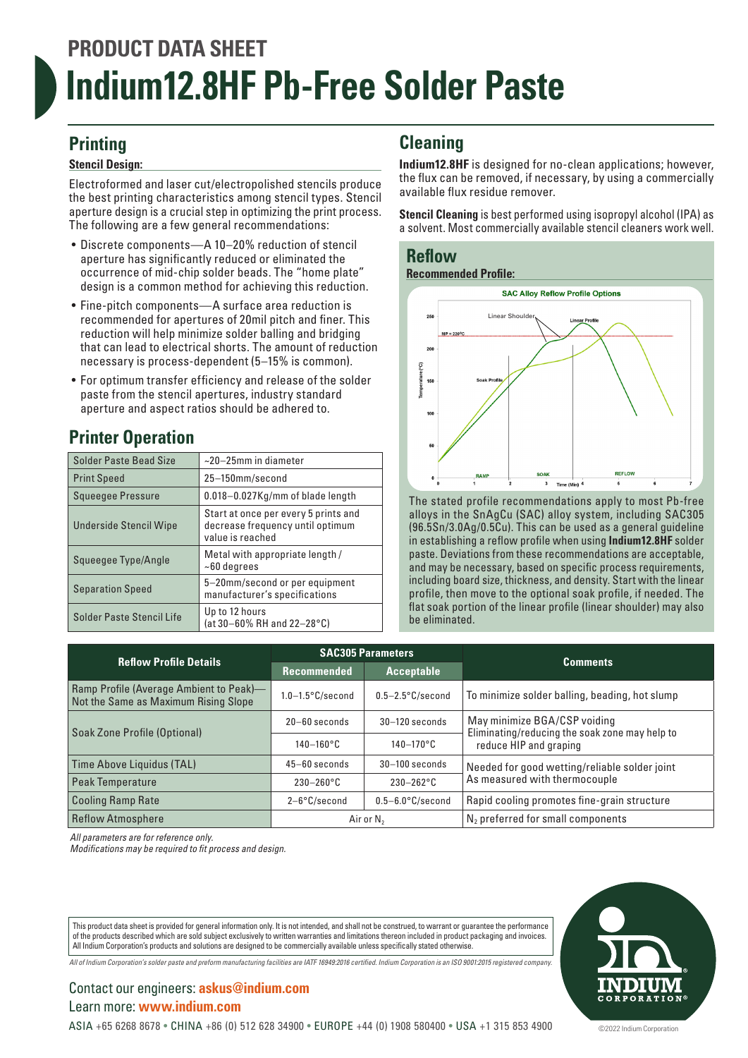# PRODUCT DATA SHEET

# Indium12.8HF Pb-Free Solder Paste

## Printing

**Stencil Design:**

Electroformed and laser cut/electropolished stencils produce the best printing characteristics among stencil types. Stencil aperture design is a crucial step in optimizing the print process. The following are a few general recommendations:

- Discrete components—A 10–20% reduction of stencil aperture has significantly reduced or eliminated the occurrence of mid-chip solder beads. The "home plate" design is a common method for achieving this reduction.
- Fine-pitch components—A surface area reduction is recommended for apertures of 20mil pitch and finer. This reduction will help minimize solder balling and bridging that can lead to electrical shorts. The amount of reduction necessary is process-dependent (5–15% is common).
- For optimum transfer efficiency and release of the solder paste from the stencil apertures, industry standard aperture and aspect ratios should be adhered to.

## Printer Operation

| | |
|---|---|
| Solder Paste Bead Size | ~20–25mm in diameter |
| Print Speed | 25–150mm/second |
| Squeegee Pressure | 0.018–0.027Kg/mm of blade length |
| Underside Stencil Wipe | Start at once per every 5 prints and decrease frequency until optimum value is reached |
| Squeegee Type/Angle | Metal with appropriate length / ~60 degrees |
| Separation Speed | 5–20mm/second or per equipment manufacturer's specifications |
| Solder Paste Stencil Life | Up to 12 hours (at 30–60% RH and 22–28°C) |

## Cleaning

**Indium12.8HF** is designed for no-clean applications; however, the flux can be removed, if necessary, by using a commercially available flux residue remover.

**Stencil Cleaning** is best performed using isopropyl alcohol (IPA) as a solvent. Most commercially available stencil cleaners work well.

## Reflow

**Recommended Profile:**

SAC Alloy Reflow Profile Options

Linear Shoulder
Linear Profile
MP = 220°C
Soak Profile
Temperature (°C)
250
200
150
100
50
0
RAMP
SOAK
REFLOW
0 1 2 3 Time (Min) 4 5 6 7

The stated profile recommendations apply to most Pb-free alloys in the SnAgCu (SAC) alloy system, including SAC305 (96.5Sn/3.0Ag/0.5Cu). This can be used as a general guideline in establishing a reflow profile when using **Indium12.8HF** solder paste. Deviations from these recommendations are acceptable, and may be necessary, based on specific process requirements, including board size, thickness, and density. Start with the linear profile, then move to the optional soak profile, if needed. The flat soak portion of the linear profile (linear shoulder) may also be eliminated.

| Reflow Profile Details | SAC305 Parameters | | Comments |
|---|---|---|---|
| | Recommended | Acceptable | |
| Ramp Profile (Average Ambient to Peak)—Not the Same as Maximum Rising Slope | 1.0–1.5°C/second | 0.5–2.5°C/second | To minimize solder balling, beading, hot slump |
| Soak Zone Profile (Optional) | 20–60 seconds | 30–120 seconds | May minimize BGA/CSP voiding<br>Eliminating/reducing the soak zone may help to reduce HIP and graping |
| | 140–160°C | 140–170°C | |
| Time Above Liquidus (TAL) | 45–60 seconds | 30–100 seconds | Needed for good wetting/reliable solder joint |
| Peak Temperature | 230–260°C | 230–262°C | As measured with thermocouple |
| Cooling Ramp Rate | 2–6°C/second | 0.5–6.0°C/second | Rapid cooling promotes fine-grain structure |
| Reflow Atmosphere | Air or $N_2$ | | $N_2$ preferred for small components |

*All parameters are for reference only.*
*Modifications may be required to fit process and design.*

This product data sheet is provided for general information only. It is not intended, and shall not be construed, to warrant or guarantee the performance of the products described which are sold subject exclusively to written warranties and limitations thereon included in product packaging and invoices. All Indium Corporation's products and solutions are designed to be commercially available unless specifically stated otherwise.

*All of Indium Corporation's solder paste and preform manufacturing facilities are IATF 16949:2016 certified. Indium Corporation is an ISO 9001:2015 registered company.*

Contact our engineers: **askus@indium.com**
Learn more: **www.indium.com**

ASIA +65 6268 8678 • CHINA +86 (0) 512 628 34900 • EUROPE +44 (0) 1908 580400 • USA +1 315 853 4900

INDIUM CORPORATION®

©2022 Indium Corporation